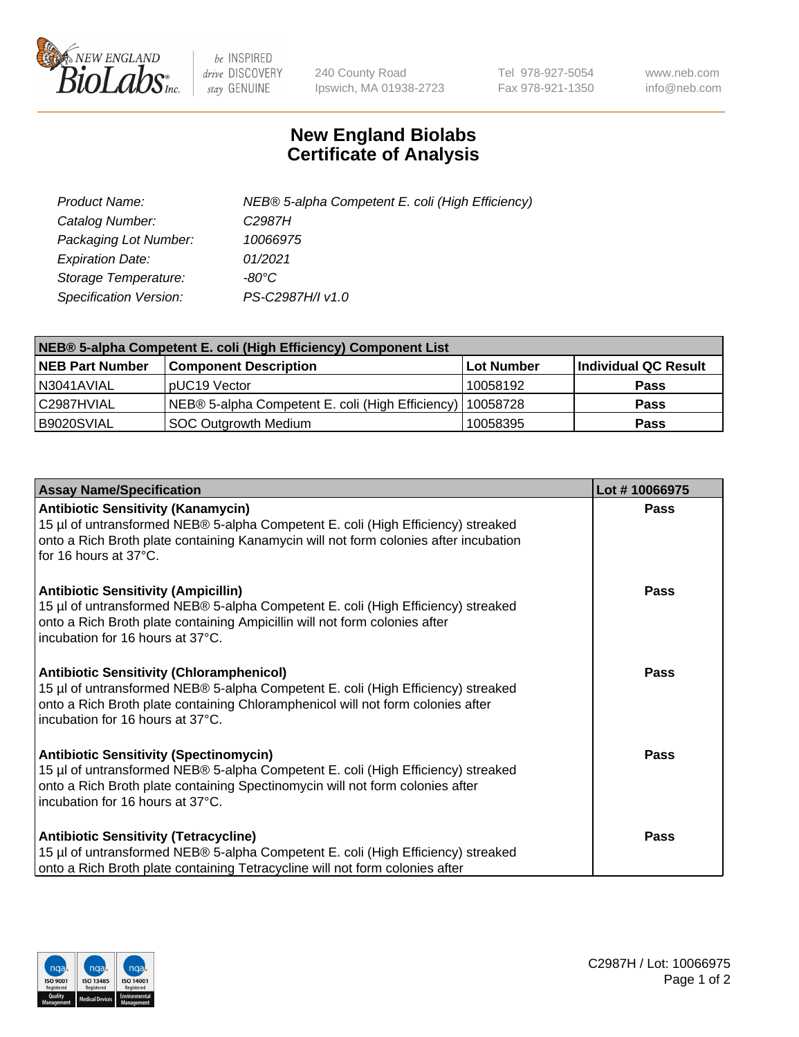240 County Road
Ipswich, MA 01938-2723

Tel 978-927-5054
Fax 978-921-1350

www.neb.com
info@neb.com

# New England Biolabs
# Certificate of Analysis

| | |
|---|---|
| *Product Name:* | *NEB® 5-alpha Competent E. coli (High Efficiency)* |
| *Catalog Number:* | *C2987H* |
| *Packaging Lot Number:* | *10066975* |
| *Expiration Date:* | *01/2021* |
| *Storage Temperature:* | *-80°C* |
| *Specification Version:* | *PS-C2987H/I v1.0* |

| NEB® 5-alpha Competent E. coli (High Efficiency) Component List | | | |
|---|---|---|---|
| **NEB Part Number** | **Component Description** | **Lot Number** | **Individual QC Result** |
| N3041AVIAL | pUC19 Vector | 10058192 | **Pass** |
| C2987HVIAL | NEB® 5-alpha Competent E. coli (High Efficiency) | 10058728 | **Pass** |
| B9020SVIAL | SOC Outgrowth Medium | 10058395 | **Pass** |

| Assay Name/Specification | Lot # 10066975 |
|---|---|
| **Antibiotic Sensitivity (Kanamycin)**<br>15 µl of untransformed NEB® 5-alpha Competent E. coli (High Efficiency) streaked onto a Rich Broth plate containing Kanamycin will not form colonies after incubation for 16 hours at 37°C. | **Pass** |
| **Antibiotic Sensitivity (Ampicillin)**<br>15 µl of untransformed NEB® 5-alpha Competent E. coli (High Efficiency) streaked onto a Rich Broth plate containing Ampicillin will not form colonies after incubation for 16 hours at 37°C. | **Pass** |
| **Antibiotic Sensitivity (Chloramphenicol)**<br>15 µl of untransformed NEB® 5-alpha Competent E. coli (High Efficiency) streaked onto a Rich Broth plate containing Chloramphenicol will not form colonies after incubation for 16 hours at 37°C. | **Pass** |
| **Antibiotic Sensitivity (Spectinomycin)**<br>15 µl of untransformed NEB® 5-alpha Competent E. coli (High Efficiency) streaked onto a Rich Broth plate containing Spectinomycin will not form colonies after incubation for 16 hours at 37°C. | **Pass** |
| **Antibiotic Sensitivity (Tetracycline)**<br>15 µl of untransformed NEB® 5-alpha Competent E. coli (High Efficiency) streaked onto a Rich Broth plate containing Tetracycline will not form colonies after | **Pass** |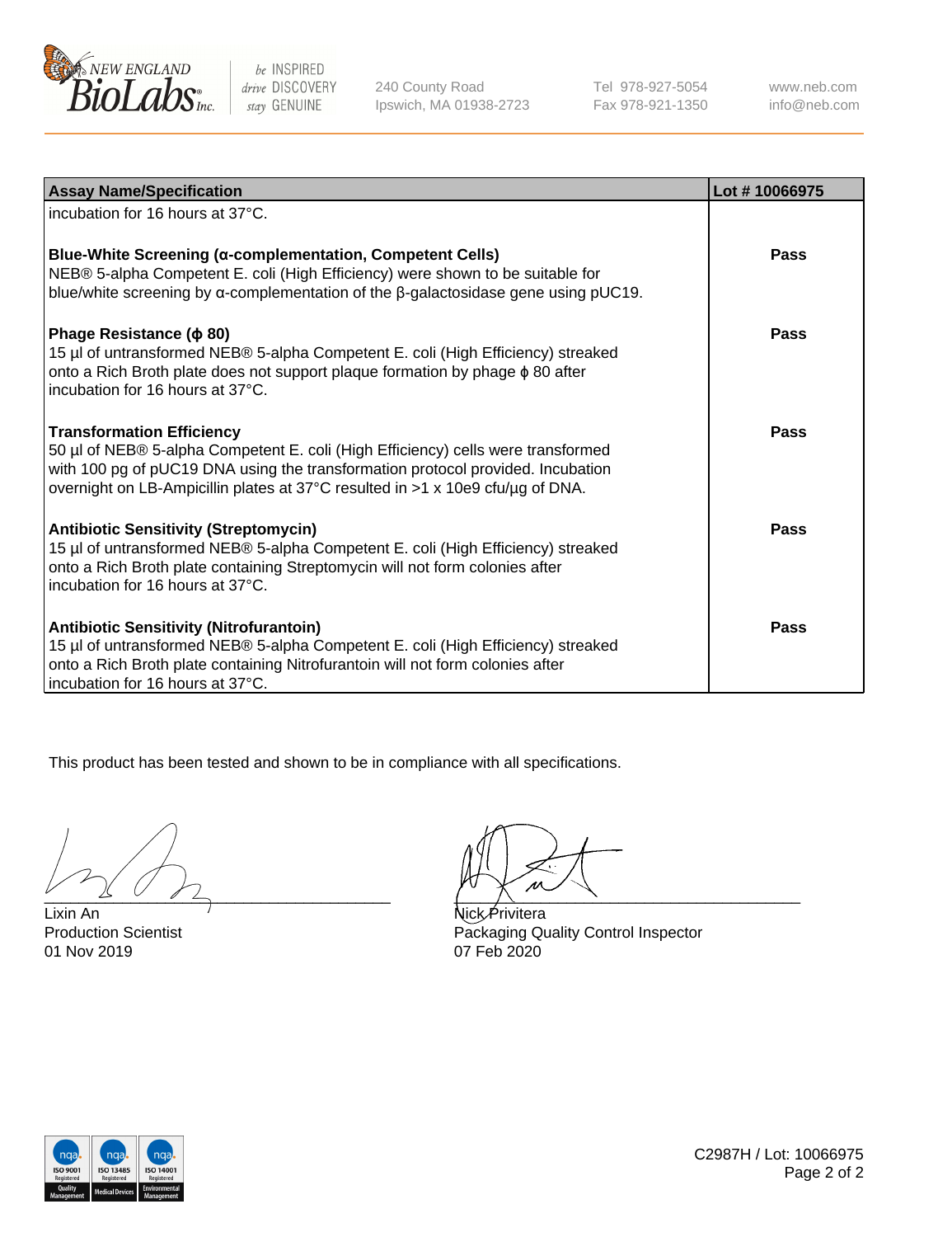| Assay Name/Specification | Lot # 10066975 |
|---|---|
| incubation for 16 hours at 37°C. | |
| **Blue-White Screening (α-complementation, Competent Cells)**<br>NEB® 5-alpha Competent E. coli (High Efficiency) were shown to be suitable for blue/white screening by α-complementation of the β-galactosidase gene using pUC19. | **Pass** |
| **Phage Resistance (ϕ 80)**<br>15 µl of untransformed NEB® 5-alpha Competent E. coli (High Efficiency) streaked onto a Rich Broth plate does not support plaque formation by phage ϕ 80 after incubation for 16 hours at 37°C. | **Pass** |
| **Transformation Efficiency**<br>50 µl of NEB® 5-alpha Competent E. coli (High Efficiency) cells were transformed with 100 pg of pUC19 DNA using the transformation protocol provided. Incubation overnight on LB-Ampicillin plates at 37°C resulted in >1 x 10e9 cfu/µg of DNA. | **Pass** |
| **Antibiotic Sensitivity (Streptomycin)**<br>15 µl of untransformed NEB® 5-alpha Competent E. coli (High Efficiency) streaked onto a Rich Broth plate containing Streptomycin will not form colonies after incubation for 16 hours at 37°C. | **Pass** |
| **Antibiotic Sensitivity (Nitrofurantoin)**<br>15 µl of untransformed NEB® 5-alpha Competent E. coli (High Efficiency) streaked onto a Rich Broth plate containing Nitrofurantoin will not form colonies after incubation for 16 hours at 37°C. | **Pass** |

This product has been tested and shown to be in compliance with all specifications.

Lixin An
Production Scientist
01 Nov 2019

Nick Privitera
Packaging Quality Control Inspector
07 Feb 2020

C2987H / Lot: 10066975